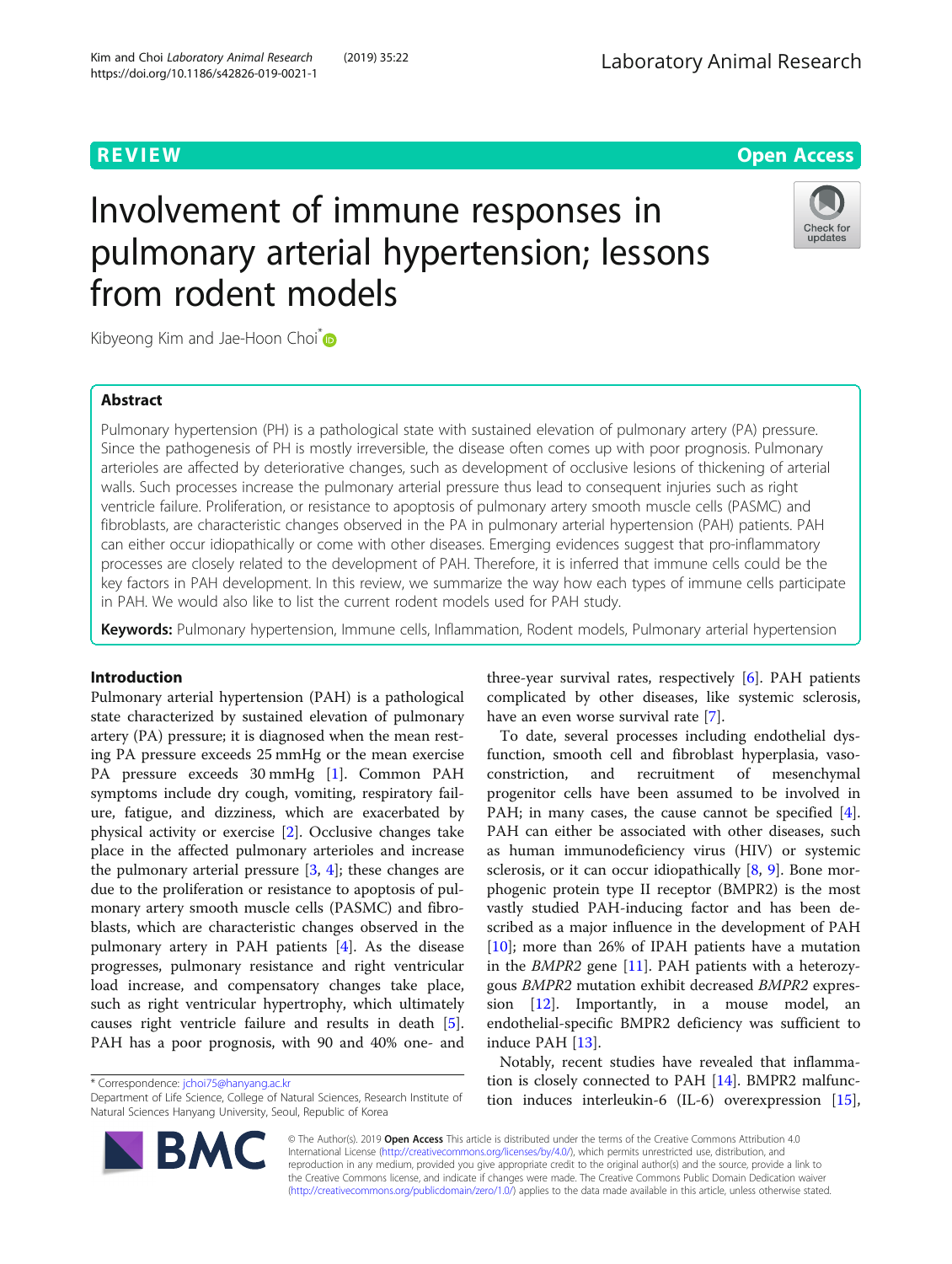REVIEW

Open Access

# Involvement of immune responses in pulmonary arterial hypertension; lessons from rodent models

Kibyeong Kim and Jae-Hoon Choi*

## Abstract

Pulmonary hypertension (PH) is a pathological state with sustained elevation of pulmonary artery (PA) pressure. Since the pathogenesis of PH is mostly irreversible, the disease often comes up with poor prognosis. Pulmonary arterioles are affected by deteriorative changes, such as development of occlusive lesions of thickening of arterial walls. Such processes increase the pulmonary arterial pressure thus lead to consequent injuries such as right ventricle failure. Proliferation, or resistance to apoptosis of pulmonary artery smooth muscle cells (PASMC) and fibroblasts, are characteristic changes observed in the PA in pulmonary arterial hypertension (PAH) patients. PAH can either occur idiopathically or come with other diseases. Emerging evidences suggest that pro-inflammatory processes are closely related to the development of PAH. Therefore, it is inferred that immune cells could be the key factors in PAH development. In this review, we summarize the way how each types of immune cells participate in PAH. We would also like to list the current rodent models used for PAH study.

**Keywords:** Pulmonary hypertension, Immune cells, Inflammation, Rodent models, Pulmonary arterial hypertension

## Introduction

Pulmonary arterial hypertension (PAH) is a pathological state characterized by sustained elevation of pulmonary artery (PA) pressure; it is diagnosed when the mean resting PA pressure exceeds 25 mmHg or the mean exercise PA pressure exceeds 30 mmHg [1]. Common PAH symptoms include dry cough, vomiting, respiratory failure, fatigue, and dizziness, which are exacerbated by physical activity or exercise [2]. Occlusive changes take place in the affected pulmonary arterioles and increase the pulmonary arterial pressure [3, 4]; these changes are due to the proliferation or resistance to apoptosis of pulmonary artery smooth muscle cells (PASMC) and fibroblasts, which are characteristic changes observed in the pulmonary artery in PAH patients [4]. As the disease progresses, pulmonary resistance and right ventricular load increase, and compensatory changes take place, such as right ventricular hypertrophy, which ultimately causes right ventricle failure and results in death [5]. PAH has a poor prognosis, with 90 and 40% one- and three-year survival rates, respectively [6]. PAH patients complicated by other diseases, like systemic sclerosis, have an even worse survival rate [7].

To date, several processes including endothelial dysfunction, smooth cell and fibroblast hyperplasia, vasoconstriction, and recruitment of mesenchymal progenitor cells have been assumed to be involved in PAH; in many cases, the cause cannot be specified [4]. PAH can either be associated with other diseases, such as human immunodeficiency virus (HIV) or systemic sclerosis, or it can occur idiopathically [8, 9]. Bone morphogenic protein type II receptor (BMPR2) is the most vastly studied PAH-inducing factor and has been described as a major influence in the development of PAH [10]; more than 26% of IPAH patients have a mutation in the *BMPR2* gene [11]. PAH patients with a heterozygous *BMPR2* mutation exhibit decreased *BMPR2* expression [12]. Importantly, in a mouse model, an endothelial-specific BMPR2 deficiency was sufficient to induce PAH [13].

Notably, recent studies have revealed that inflammation is closely connected to PAH [14]. BMPR2 malfunction induces interleukin-6 (IL-6) overexpression [15],

* Correspondence: jchoi75@hanyang.ac.kr
Department of Life Science, College of Natural Sciences, Research Institute of Natural Sciences Hanyang University, Seoul, Republic of Korea

© The Author(s). 2019 **Open Access** This article is distributed under the terms of the Creative Commons Attribution 4.0 International License (http://creativecommons.org/licenses/by/4.0/), which permits unrestricted use, distribution, and reproduction in any medium, provided you give appropriate credit to the original author(s) and the source, provide a link to the Creative Commons license, and indicate if changes were made. The Creative Commons Public Domain Dedication waiver (http://creativecommons.org/publicdomain/zero/1.0/) applies to the data made available in this article, unless otherwise stated.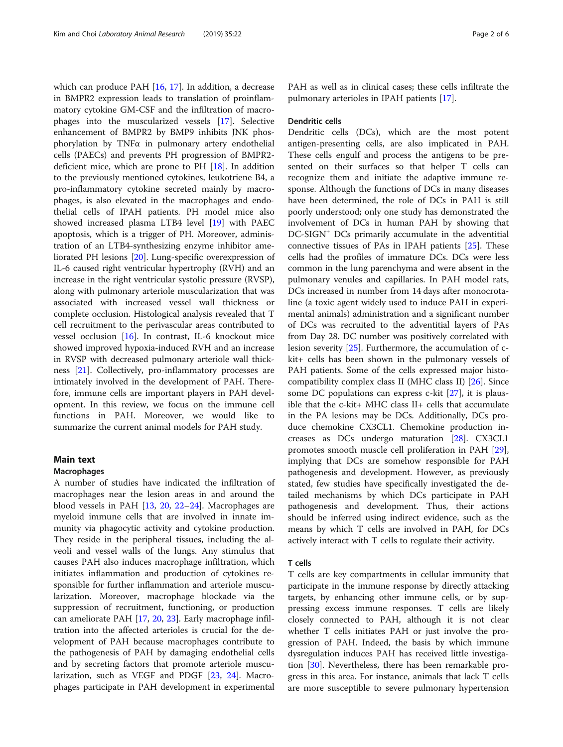which can produce PAH [16, 17]. In addition, a decrease in BMPR2 expression leads to translation of proinflammatory cytokine GM-CSF and the infiltration of macrophages into the muscularized vessels [17]. Selective enhancement of BMPR2 by BMP9 inhibits JNK phosphorylation by TNFα in pulmonary artery endothelial cells (PAECs) and prevents PH progression of BMPR2-deficient mice, which are prone to PH [18]. In addition to the previously mentioned cytokines, leukotriene B4, a pro-inflammatory cytokine secreted mainly by macrophages, is also elevated in the macrophages and endothelial cells of IPAH patients. PH model mice also showed increased plasma LTB4 level [19] with PAEC apoptosis, which is a trigger of PH. Moreover, administration of an LTB4-synthesizing enzyme inhibitor ameliorated PH lesions [20]. Lung-specific overexpression of IL-6 caused right ventricular hypertrophy (RVH) and an increase in the right ventricular systolic pressure (RVSP), along with pulmonary arteriole muscularization that was associated with increased vessel wall thickness or complete occlusion. Histological analysis revealed that T cell recruitment to the perivascular areas contributed to vessel occlusion [16]. In contrast, IL-6 knockout mice showed improved hypoxia-induced RVH and an increase in RVSP with decreased pulmonary arteriole wall thickness [21]. Collectively, pro-inflammatory processes are intimately involved in the development of PAH. Therefore, immune cells are important players in PAH development. In this review, we focus on the immune cell functions in PAH. Moreover, we would like to summarize the current animal models for PAH study.

## Main text

### Macrophages

A number of studies have indicated the infiltration of macrophages near the lesion areas in and around the blood vessels in PAH [13, 20, 22–24]. Macrophages are myeloid immune cells that are involved in innate immunity via phagocytic activity and cytokine production. They reside in the peripheral tissues, including the alveoli and vessel walls of the lungs. Any stimulus that causes PAH also induces macrophage infiltration, which initiates inflammation and production of cytokines responsible for further inflammation and arteriole muscularization. Moreover, macrophage blockade via the suppression of recruitment, functioning, or production can ameliorate PAH [17, 20, 23]. Early macrophage infiltration into the affected arterioles is crucial for the development of PAH because macrophages contribute to the pathogenesis of PAH by damaging endothelial cells and by secreting factors that promote arteriole muscularization, such as VEGF and PDGF [23, 24]. Macrophages participate in PAH development in experimental PAH as well as in clinical cases; these cells infiltrate the pulmonary arterioles in IPAH patients [17].

### Dendritic cells

Dendritic cells (DCs), which are the most potent antigen-presenting cells, are also implicated in PAH. These cells engulf and process the antigens to be presented on their surfaces so that helper T cells can recognize them and initiate the adaptive immune response. Although the functions of DCs in many diseases have been determined, the role of DCs in PAH is still poorly understood; only one study has demonstrated the involvement of DCs in human PAH by showing that DC-SIGN$^{+}$ DCs primarily accumulate in the adventitial connective tissues of PAs in IPAH patients [25]. These cells had the profiles of immature DCs. DCs were less common in the lung parenchyma and were absent in the pulmonary venules and capillaries. In PAH model rats, DCs increased in number from 14 days after monocrotaline (a toxic agent widely used to induce PAH in experimental animals) administration and a significant number of DCs was recruited to the adventitial layers of PAs from Day 28. DC number was positively correlated with lesion severity [25]. Furthermore, the accumulation of c-kit+ cells has been shown in the pulmonary vessels of PAH patients. Some of the cells expressed major histocompatibility complex class II (MHC class II) [26]. Since some DC populations can express c-kit [27], it is plausible that the c-kit+ MHC class II+ cells that accumulate in the PA lesions may be DCs. Additionally, DCs produce chemokine CX3CL1. Chemokine production increases as DCs undergo maturation [28]. CX3CL1 promotes smooth muscle cell proliferation in PAH [29], implying that DCs are somehow responsible for PAH pathogenesis and development. However, as previously stated, few studies have specifically investigated the detailed mechanisms by which DCs participate in PAH pathogenesis and development. Thus, their actions should be inferred using indirect evidence, such as the means by which T cells are involved in PAH, for DCs actively interact with T cells to regulate their activity.

### T cells

T cells are key compartments in cellular immunity that participate in the immune response by directly attacking targets, by enhancing other immune cells, or by suppressing excess immune responses. T cells are likely closely connected to PAH, although it is not clear whether T cells initiates PAH or just involve the progression of PAH. Indeed, the basis by which immune dysregulation induces PAH has received little investigation [30]. Nevertheless, there has been remarkable progress in this area. For instance, animals that lack T cells are more susceptible to severe pulmonary hypertension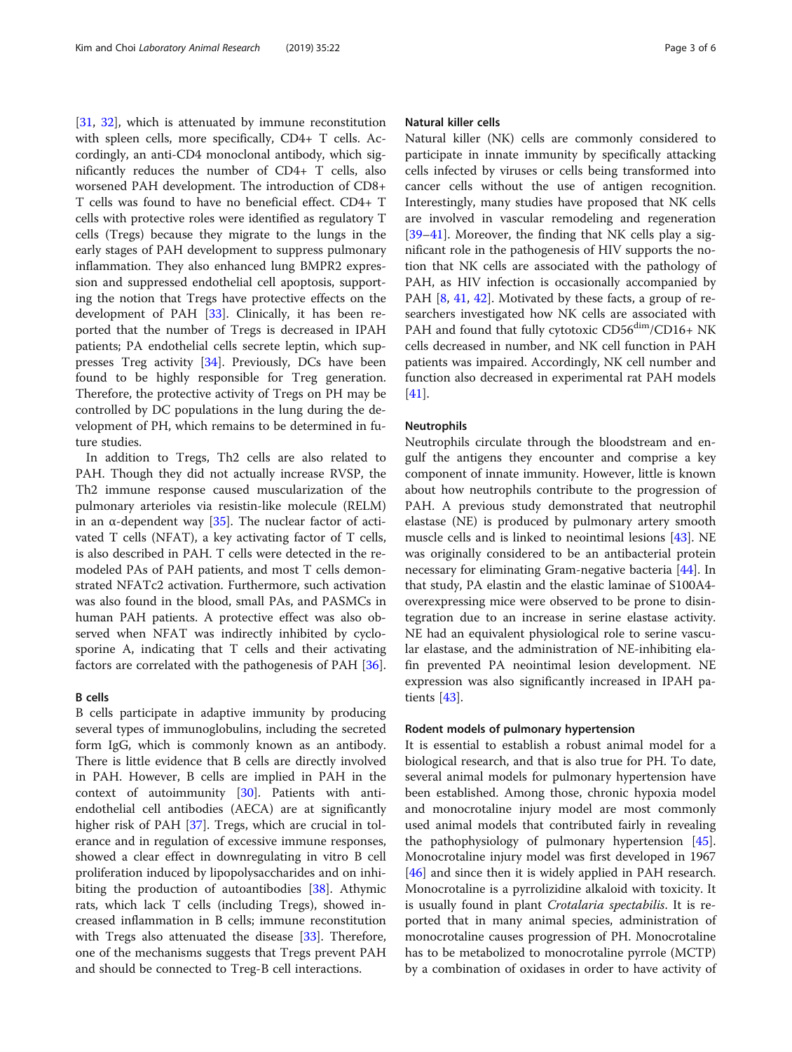[31, 32], which is attenuated by immune reconstitution with spleen cells, more specifically, CD4+ T cells. Accordingly, an anti-CD4 monoclonal antibody, which significantly reduces the number of CD4+ T cells, also worsened PAH development. The introduction of CD8+ T cells was found to have no beneficial effect. CD4+ T cells with protective roles were identified as regulatory T cells (Tregs) because they migrate to the lungs in the early stages of PAH development to suppress pulmonary inflammation. They also enhanced lung BMPR2 expression and suppressed endothelial cell apoptosis, supporting the notion that Tregs have protective effects on the development of PAH [33]. Clinically, it has been reported that the number of Tregs is decreased in IPAH patients; PA endothelial cells secrete leptin, which suppresses Treg activity [34]. Previously, DCs have been found to be highly responsible for Treg generation. Therefore, the protective activity of Tregs on PH may be controlled by DC populations in the lung during the development of PH, which remains to be determined in future studies.

In addition to Tregs, Th2 cells are also related to PAH. Though they did not actually increase RVSP, the Th2 immune response caused muscularization of the pulmonary arterioles via resistin-like molecule (RELM) in an α-dependent way [35]. The nuclear factor of activated T cells (NFAT), a key activating factor of T cells, is also described in PAH. T cells were detected in the remodeled PAs of PAH patients, and most T cells demonstrated NFATc2 activation. Furthermore, such activation was also found in the blood, small PAs, and PASMCs in human PAH patients. A protective effect was also observed when NFAT was indirectly inhibited by cyclosporine A, indicating that T cells and their activating factors are correlated with the pathogenesis of PAH [36].

### B cells

B cells participate in adaptive immunity by producing several types of immunoglobulins, including the secreted form IgG, which is commonly known as an antibody. There is little evidence that B cells are directly involved in PAH. However, B cells are implied in PAH in the context of autoimmunity [30]. Patients with anti-endothelial cell antibodies (AECA) are at significantly higher risk of PAH [37]. Tregs, which are crucial in tolerance and in regulation of excessive immune responses, showed a clear effect in downregulating in vitro B cell proliferation induced by lipopolysaccharides and on inhibiting the production of autoantibodies [38]. Athymic rats, which lack T cells (including Tregs), showed increased inflammation in B cells; immune reconstitution with Tregs also attenuated the disease [33]. Therefore, one of the mechanisms suggests that Tregs prevent PAH and should be connected to Treg-B cell interactions.

### Natural killer cells

Natural killer (NK) cells are commonly considered to participate in innate immunity by specifically attacking cells infected by viruses or cells being transformed into cancer cells without the use of antigen recognition. Interestingly, many studies have proposed that NK cells are involved in vascular remodeling and regeneration [39–41]. Moreover, the finding that NK cells play a significant role in the pathogenesis of HIV supports the notion that NK cells are associated with the pathology of PAH, as HIV infection is occasionally accompanied by PAH [8, 41, 42]. Motivated by these facts, a group of researchers investigated how NK cells are associated with PAH and found that fully cytotoxic CD56$^{dim}$/CD16+ NK cells decreased in number, and NK cell function in PAH patients was impaired. Accordingly, NK cell number and function also decreased in experimental rat PAH models [41].

### Neutrophils

Neutrophils circulate through the bloodstream and engulf the antigens they encounter and comprise a key component of innate immunity. However, little is known about how neutrophils contribute to the progression of PAH. A previous study demonstrated that neutrophil elastase (NE) is produced by pulmonary artery smooth muscle cells and is linked to neointimal lesions [43]. NE was originally considered to be an antibacterial protein necessary for eliminating Gram-negative bacteria [44]. In that study, PA elastin and the elastic laminae of S100A4-overexpressing mice were observed to be prone to disintegration due to an increase in serine elastase activity. NE had an equivalent physiological role to serine vascular elastase, and the administration of NE-inhibiting elafin prevented PA neointimal lesion development. NE expression was also significantly increased in IPAH patients [43].

### Rodent models of pulmonary hypertension

It is essential to establish a robust animal model for a biological research, and that is also true for PH. To date, several animal models for pulmonary hypertension have been established. Among those, chronic hypoxia model and monocrotaline injury model are most commonly used animal models that contributed fairly in revealing the pathophysiology of pulmonary hypertension [45]. Monocrotaline injury model was first developed in 1967 [46] and since then it is widely applied in PAH research. Monocrotaline is a pyrrolizidine alkaloid with toxicity. It is usually found in plant *Crotalaria spectabilis*. It is reported that in many animal species, administration of monocrotaline causes progression of PH. Monocrotaline has to be metabolized to monocrotaline pyrrole (MCTP) by a combination of oxidases in order to have activity of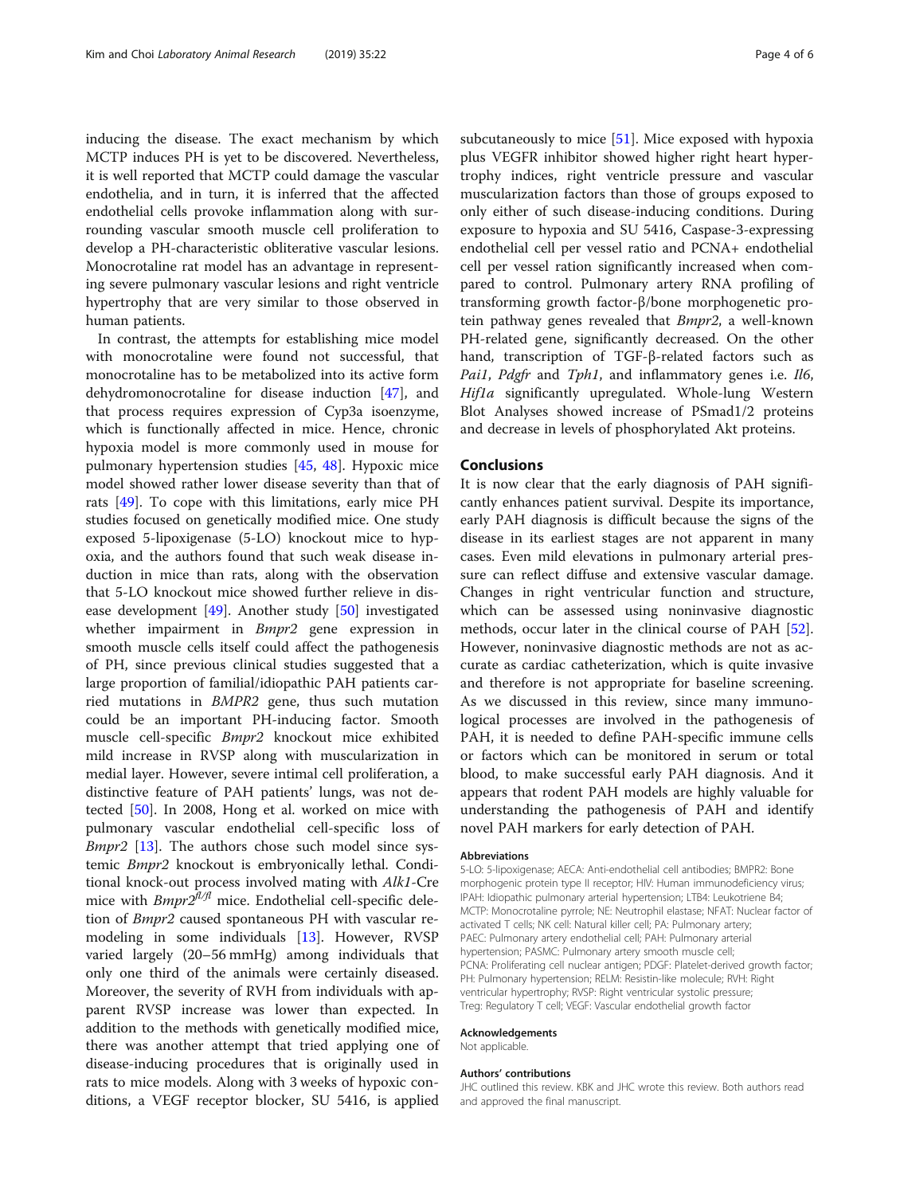inducing the disease. The exact mechanism by which MCTP induces PH is yet to be discovered. Nevertheless, it is well reported that MCTP could damage the vascular endothelia, and in turn, it is inferred that the affected endothelial cells provoke inflammation along with surrounding vascular smooth muscle cell proliferation to develop a PH-characteristic obliterative vascular lesions. Monocrotaline rat model has an advantage in representing severe pulmonary vascular lesions and right ventricle hypertrophy that are very similar to those observed in human patients.

In contrast, the attempts for establishing mice model with monocrotaline were found not successful, that monocrotaline has to be metabolized into its active form dehydromonocrotaline for disease induction [47], and that process requires expression of Cyp3a isoenzyme, which is functionally affected in mice. Hence, chronic hypoxia model is more commonly used in mouse for pulmonary hypertension studies [45, 48]. Hypoxic mice model showed rather lower disease severity than that of rats [49]. To cope with this limitations, early mice PH studies focused on genetically modified mice. One study exposed 5-lipoxigenase (5-LO) knockout mice to hypoxia, and the authors found that such weak disease induction in mice than rats, along with the observation that 5-LO knockout mice showed further relieve in disease development [49]. Another study [50] investigated whether impairment in *Bmpr2* gene expression in smooth muscle cells itself could affect the pathogenesis of PH, since previous clinical studies suggested that a large proportion of familial/idiopathic PAH patients carried mutations in *BMPR2* gene, thus such mutation could be an important PH-inducing factor. Smooth muscle cell-specific *Bmpr2* knockout mice exhibited mild increase in RVSP along with muscularization in medial layer. However, severe intimal cell proliferation, a distinctive feature of PAH patients' lungs, was not detected [50]. In 2008, Hong et al. worked on mice with pulmonary vascular endothelial cell-specific loss of *Bmpr2* [13]. The authors chose such model since systemic *Bmpr2* knockout is embryonically lethal. Conditional knock-out process involved mating with *Alk1*-Cre mice with *Bmpr2*$^{fl/fl}$ mice. Endothelial cell-specific deletion of *Bmpr2* caused spontaneous PH with vascular remodeling in some individuals [13]. However, RVSP varied largely (20–56 mmHg) among individuals that only one third of the animals were certainly diseased. Moreover, the severity of RVH from individuals with apparent RVSP increase was lower than expected. In addition to the methods with genetically modified mice, there was another attempt that tried applying one of disease-inducing procedures that is originally used in rats to mice models. Along with 3 weeks of hypoxic conditions, a VEGF receptor blocker, SU 5416, is applied subcutaneously to mice [51]. Mice exposed with hypoxia plus VEGFR inhibitor showed higher right heart hypertrophy indices, right ventricle pressure and vascular muscularization factors than those of groups exposed to only either of such disease-inducing conditions. During exposure to hypoxia and SU 5416, Caspase-3-expressing endothelial cell per vessel ratio and PCNA+ endothelial cell per vessel ration significantly increased when compared to control. Pulmonary artery RNA profiling of transforming growth factor-β/bone morphogenetic protein pathway genes revealed that *Bmpr2*, a well-known PH-related gene, significantly decreased. On the other hand, transcription of TGF-β-related factors such as *Pai1*, *Pdgfr* and *Tph1*, and inflammatory genes i.e. *Il6*, *Hif1a* significantly upregulated. Whole-lung Western Blot Analyses showed increase of PSmad1/2 proteins and decrease in levels of phosphorylated Akt proteins.

## Conclusions

It is now clear that the early diagnosis of PAH significantly enhances patient survival. Despite its importance, early PAH diagnosis is difficult because the signs of the disease in its earliest stages are not apparent in many cases. Even mild elevations in pulmonary arterial pressure can reflect diffuse and extensive vascular damage. Changes in right ventricular function and structure, which can be assessed using noninvasive diagnostic methods, occur later in the clinical course of PAH [52]. However, noninvasive diagnostic methods are not as accurate as cardiac catheterization, which is quite invasive and therefore is not appropriate for baseline screening. As we discussed in this review, since many immunological processes are involved in the pathogenesis of PAH, it is needed to define PAH-specific immune cells or factors which can be monitored in serum or total blood, to make successful early PAH diagnosis. And it appears that rodent PAH models are highly valuable for understanding the pathogenesis of PAH and identify novel PAH markers for early detection of PAH.

### Abbreviations

5-LO: 5-lipoxigenase; AECA: Anti-endothelial cell antibodies; BMPR2: Bone morphogenic protein type II receptor; HIV: Human immunodeficiency virus; IPAH: Idiopathic pulmonary arterial hypertension; LTB4: Leukotriene B4; MCTP: Monocrotaline pyrrole; NE: Neutrophil elastase; NFAT: Nuclear factor of activated T cells; NK cell: Natural killer cell; PA: Pulmonary artery; PAEC: Pulmonary artery endothelial cell; PAH: Pulmonary arterial hypertension; PASMC: Pulmonary artery smooth muscle cell; PCNA: Proliferating cell nuclear antigen; PDGF: Platelet-derived growth factor; PH: Pulmonary hypertension; RELM: Resistin-like molecule; RVH: Right ventricular hypertrophy; RVSP: Right ventricular systolic pressure; Treg: Regulatory T cell; VEGF: Vascular endothelial growth factor

### Acknowledgements

Not applicable.

### Authors' contributions

JHC outlined this review. KBK and JHC wrote this review. Both authors read and approved the final manuscript.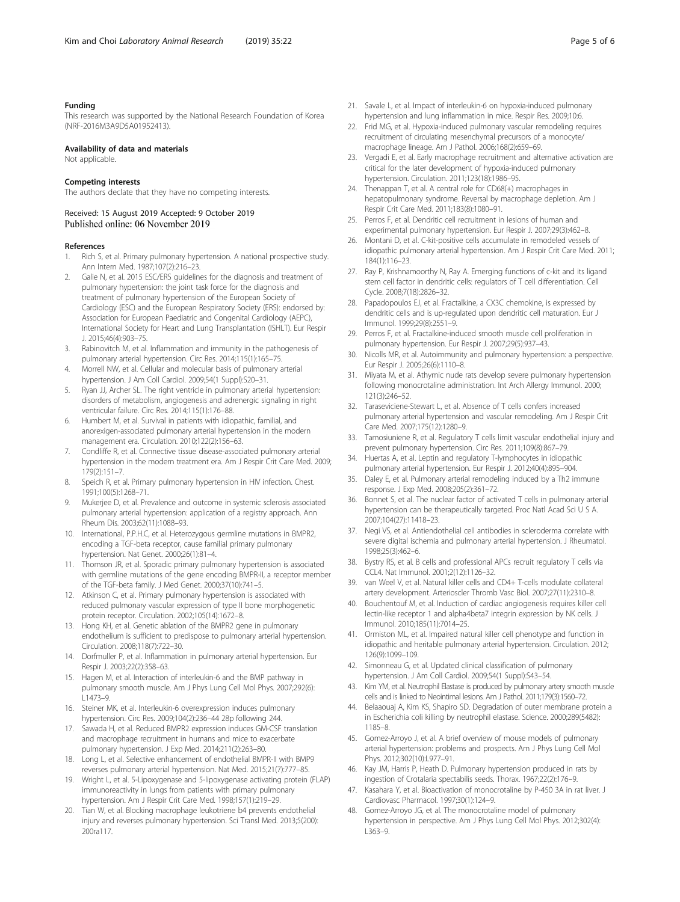#### Funding

This research was supported by the National Research Foundation of Korea (NRF-2016M3A9D5A01952413).

#### Availability of data and materials

Not applicable.

#### Competing interests

The authors declate that they have no competing interests.

Received: 15 August 2019 Accepted: 9 October 2019
Published online: 06 November 2019

#### References

1. Rich S, et al. Primary pulmonary hypertension. A national prospective study. Ann Intern Med. 1987;107(2):216–23.
2. Galie N, et al. 2015 ESC/ERS guidelines for the diagnosis and treatment of pulmonary hypertension: the joint task force for the diagnosis and treatment of pulmonary hypertension of the European Society of Cardiology (ESC) and the European Respiratory Society (ERS): endorsed by: Association for European Paediatric and Congenital Cardiology (AEPC), International Society for Heart and Lung Transplantation (ISHLT). Eur Respir J. 2015;46(4):903–75.
3. Rabinovitch M, et al. Inflammation and immunity in the pathogenesis of pulmonary arterial hypertension. Circ Res. 2014;115(1):165–75.
4. Morrell NW, et al. Cellular and molecular basis of pulmonary arterial hypertension. J Am Coll Cardiol. 2009;54(1 Suppl):S20–31.
5. Ryan JJ, Archer SL. The right ventricle in pulmonary arterial hypertension: disorders of metabolism, angiogenesis and adrenergic signaling in right ventricular failure. Circ Res. 2014;115(1):176–88.
6. Humbert M, et al. Survival in patients with idiopathic, familial, and anorexigen-associated pulmonary arterial hypertension in the modern management era. Circulation. 2010;122(2):156–63.
7. Condliffe R, et al. Connective tissue disease-associated pulmonary arterial hypertension in the modern treatment era. Am J Respir Crit Care Med. 2009;179(2):151–7.
8. Speich R, et al. Primary pulmonary hypertension in HIV infection. Chest. 1991;100(5):1268–71.
9. Mukerjee D, et al. Prevalence and outcome in systemic sclerosis associated pulmonary arterial hypertension: application of a registry approach. Ann Rheum Dis. 2003;62(11):1088–93.
10. International, P.P.H.C, et al. Heterozygous germline mutations in BMPR2, encoding a TGF-beta receptor, cause familial primary pulmonary hypertension. Nat Genet. 2000;26(1):81–4.
11. Thomson JR, et al. Sporadic primary pulmonary hypertension is associated with germline mutations of the gene encoding BMPR-II, a receptor member of the TGF-beta family. J Med Genet. 2000;37(10):741–5.
12. Atkinson C, et al. Primary pulmonary hypertension is associated with reduced pulmonary vascular expression of type II bone morphogenetic protein receptor. Circulation. 2002;105(14):1672–8.
13. Hong KH, et al. Genetic ablation of the BMPR2 gene in pulmonary endothelium is sufficient to predispose to pulmonary arterial hypertension. Circulation. 2008;118(7):722–30.
14. Dorfmuller P, et al. Inflammation in pulmonary arterial hypertension. Eur Respir J. 2003;22(2):358–63.
15. Hagen M, et al. Interaction of interleukin-6 and the BMP pathway in pulmonary smooth muscle. Am J Phys Lung Cell Mol Phys. 2007;292(6):L1473–9.
16. Steiner MK, et al. Interleukin-6 overexpression induces pulmonary hypertension. Circ Res. 2009;104(2):236–44 28p following 244.
17. Sawada H, et al. Reduced BMPR2 expression induces GM-CSF translation and macrophage recruitment in humans and mice to exacerbate pulmonary hypertension. J Exp Med. 2014;211(2):263–80.
18. Long L, et al. Selective enhancement of endothelial BMPR-II with BMP9 reverses pulmonary arterial hypertension. Nat Med. 2015;21(7):777–85.
19. Wright L, et al. 5-Lipoxygenase and 5-lipoxygenase activating protein (FLAP) immunoreactivity in lungs from patients with primary pulmonary hypertension. Am J Respir Crit Care Med. 1998;157(1):219–29.
20. Tian W, et al. Blocking macrophage leukotriene b4 prevents endothelial injury and reverses pulmonary hypertension. Sci Transl Med. 2013;5(200):200ra117.
21. Savale L, et al. Impact of interleukin-6 on hypoxia-induced pulmonary hypertension and lung inflammation in mice. Respir Res. 2009;10:6.
22. Frid MG, et al. Hypoxia-induced pulmonary vascular remodeling requires recruitment of circulating mesenchymal precursors of a monocyte/macrophage lineage. Am J Pathol. 2006;168(2):659–69.
23. Vergadi E, et al. Early macrophage recruitment and alternative activation are critical for the later development of hypoxia-induced pulmonary hypertension. Circulation. 2011;123(18):1986–95.
24. Thenappan T, et al. A central role for CD68(+) macrophages in hepatopulmonary syndrome. Reversal by macrophage depletion. Am J Respir Crit Care Med. 2011;183(8):1080–91.
25. Perros F, et al. Dendritic cell recruitment in lesions of human and experimental pulmonary hypertension. Eur Respir J. 2007;29(3):462–8.
26. Montani D, et al. C-kit-positive cells accumulate in remodeled vessels of idiopathic pulmonary arterial hypertension. Am J Respir Crit Care Med. 2011;184(1):116–23.
27. Ray P, Krishnamoorthy N, Ray A. Emerging functions of c-kit and its ligand stem cell factor in dendritic cells: regulators of T cell differentiation. Cell Cycle. 2008;7(18):2826–32.
28. Papadopoulos EJ, et al. Fractalkine, a CX3C chemokine, is expressed by dendritic cells and is up-regulated upon dendritic cell maturation. Eur J Immunol. 1999;29(8):2551–9.
29. Perros F, et al. Fractalkine-induced smooth muscle cell proliferation in pulmonary hypertension. Eur Respir J. 2007;29(5):937–43.
30. Nicolls MR, et al. Autoimmunity and pulmonary hypertension: a perspective. Eur Respir J. 2005;26(6):1110–8.
31. Miyata M, et al. Athymic nude rats develop severe pulmonary hypertension following monocrotaline administration. Int Arch Allergy Immunol. 2000;121(3):246–52.
32. Taraseviciene-Stewart L, et al. Absence of T cells confers increased pulmonary arterial hypertension and vascular remodeling. Am J Respir Crit Care Med. 2007;175(12):1280–9.
33. Tamosiuniene R, et al. Regulatory T cells limit vascular endothelial injury and prevent pulmonary hypertension. Circ Res. 2011;109(8):867–79.
34. Huertas A, et al. Leptin and regulatory T-lymphocytes in idiopathic pulmonary arterial hypertension. Eur Respir J. 2012;40(4):895–904.
35. Daley E, et al. Pulmonary arterial remodeling induced by a Th2 immune response. J Exp Med. 2008;205(2):361–72.
36. Bonnet S, et al. The nuclear factor of activated T cells in pulmonary arterial hypertension can be therapeutically targeted. Proc Natl Acad Sci U S A. 2007;104(27):11418–23.
37. Negi VS, et al. Antiendothelial cell antibodies in scleroderma correlate with severe digital ischemia and pulmonary arterial hypertension. J Rheumatol. 1998;25(3):462–6.
38. Bystry RS, et al. B cells and professional APCs recruit regulatory T cells via CCL4. Nat Immunol. 2001;2(12):1126–32.
39. van Weel V, et al. Natural killer cells and CD4+ T-cells modulate collateral artery development. Arterioscler Thromb Vasc Biol. 2007;27(11):2310–8.
40. Bouchentouf M, et al. Induction of cardiac angiogenesis requires killer cell lectin-like receptor 1 and alpha4beta7 integrin expression by NK cells. J Immunol. 2010;185(11):7014–25.
41. Ormiston ML, et al. Impaired natural killer cell phenotype and function in idiopathic and heritable pulmonary arterial hypertension. Circulation. 2012;126(9):1099–109.
42. Simonneau G, et al. Updated clinical classification of pulmonary hypertension. J Am Coll Cardiol. 2009;54(1 Suppl):S43–54.
43. Kim YM, et al. Neutrophil Elastase is produced by pulmonary artery smooth muscle cells and is linked to Neointimal lesions. Am J Pathol. 2011;179(3):1560–72.
44. Belaaouaj A, Kim KS, Shapiro SD. Degradation of outer membrane protein a in Escherichia coli killing by neutrophil elastase. Science. 2000;289(5482):1185–8.
45. Gomez-Arroyo J, et al. A brief overview of mouse models of pulmonary arterial hypertension: problems and prospects. Am J Phys Lung Cell Mol Phys. 2012;302(10):L977–91.
46. Kay JM, Harris P, Heath D. Pulmonary hypertension produced in rats by ingestion of Crotalaria spectabilis seeds. Thorax. 1967;22(2):176–9.
47. Kasahara Y, et al. Bioactivation of monocrotaline by P-450 3A in rat liver. J Cardiovasc Pharmacol. 1997;30(1):124–9.
48. Gomez-Arroyo JG, et al. The monocrotaline model of pulmonary hypertension in perspective. Am J Phys Lung Cell Mol Phys. 2012;302(4):L363–9.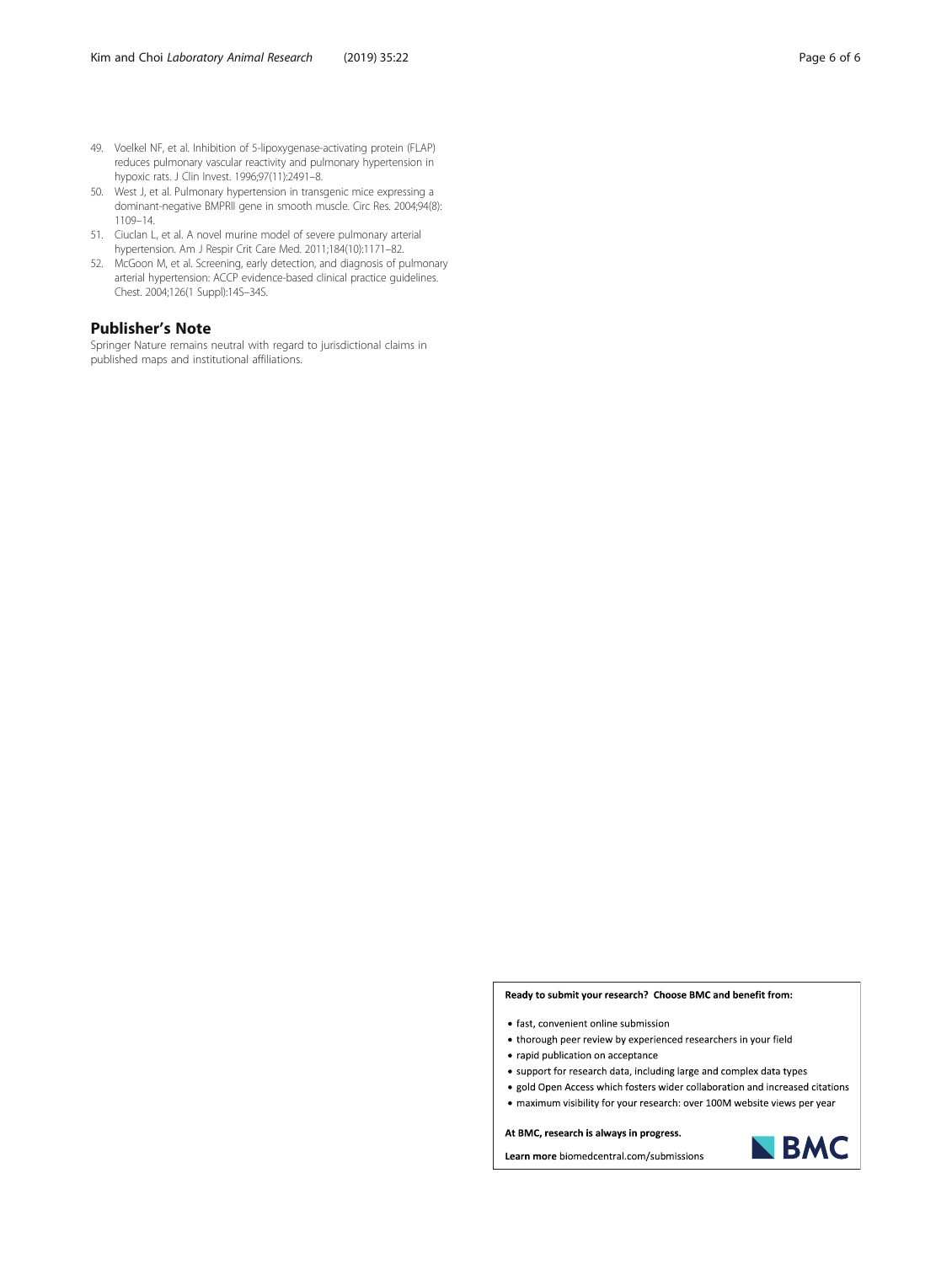49. Voelkel NF, et al. Inhibition of 5-lipoxygenase-activating protein (FLAP) reduces pulmonary vascular reactivity and pulmonary hypertension in hypoxic rats. J Clin Invest. 1996;97(11):2491–8.
50. West J, et al. Pulmonary hypertension in transgenic mice expressing a dominant-negative BMPRII gene in smooth muscle. Circ Res. 2004;94(8): 1109–14.
51. Ciuclan L, et al. A novel murine model of severe pulmonary arterial hypertension. Am J Respir Crit Care Med. 2011;184(10):1171–82.
52. McGoon M, et al. Screening, early detection, and diagnosis of pulmonary arterial hypertension: ACCP evidence-based clinical practice guidelines. Chest. 2004;126(1 Suppl):14S–34S.

## Publisher's Note

Springer Nature remains neutral with regard to jurisdictional claims in published maps and institutional affiliations.

**Ready to submit your research? Choose BMC and benefit from:**

- fast, convenient online submission
- thorough peer review by experienced researchers in your field
- rapid publication on acceptance
- support for research data, including large and complex data types
- gold Open Access which fosters wider collaboration and increased citations
- maximum visibility for your research: over 100M website views per year

**At BMC, research is always in progress.**

**Learn more** biomedcentral.com/submissions